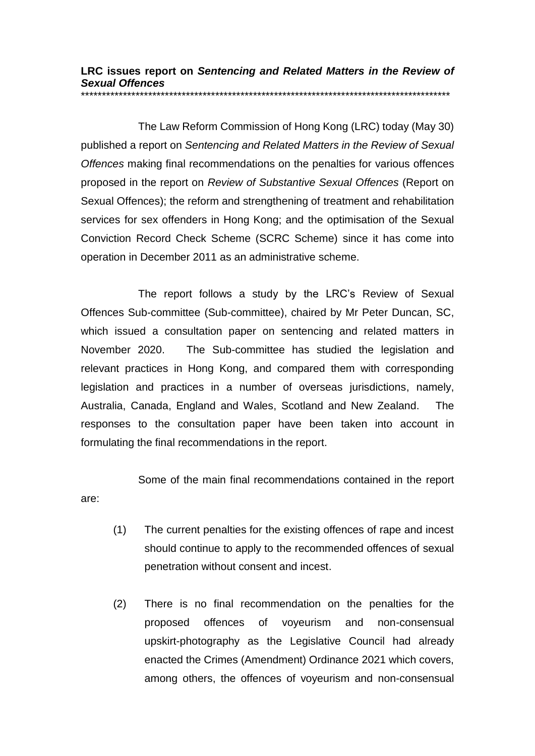**LRC issues report on *Sentencing and Related Matters in the Review of Sexual Offences***
*********************************************************************************************

The Law Reform Commission of Hong Kong (LRC) today (May 30) published a report on *Sentencing and Related Matters in the Review of Sexual Offences* making final recommendations on the penalties for various offences proposed in the report on *Review of Substantive Sexual Offences* (Report on Sexual Offences); the reform and strengthening of treatment and rehabilitation services for sex offenders in Hong Kong; and the optimisation of the Sexual Conviction Record Check Scheme (SCRC Scheme) since it has come into operation in December 2011 as an administrative scheme.

The report follows a study by the LRC's Review of Sexual Offences Sub-committee (Sub-committee), chaired by Mr Peter Duncan, SC, which issued a consultation paper on sentencing and related matters in November 2020. The Sub-committee has studied the legislation and relevant practices in Hong Kong, and compared them with corresponding legislation and practices in a number of overseas jurisdictions, namely, Australia, Canada, England and Wales, Scotland and New Zealand. The responses to the consultation paper have been taken into account in formulating the final recommendations in the report.

Some of the main final recommendations contained in the report are:

(1) The current penalties for the existing offences of rape and incest should continue to apply to the recommended offences of sexual penetration without consent and incest.

(2) There is no final recommendation on the penalties for the proposed offences of voyeurism and non-consensual upskirt-photography as the Legislative Council had already enacted the Crimes (Amendment) Ordinance 2021 which covers, among others, the offences of voyeurism and non-consensual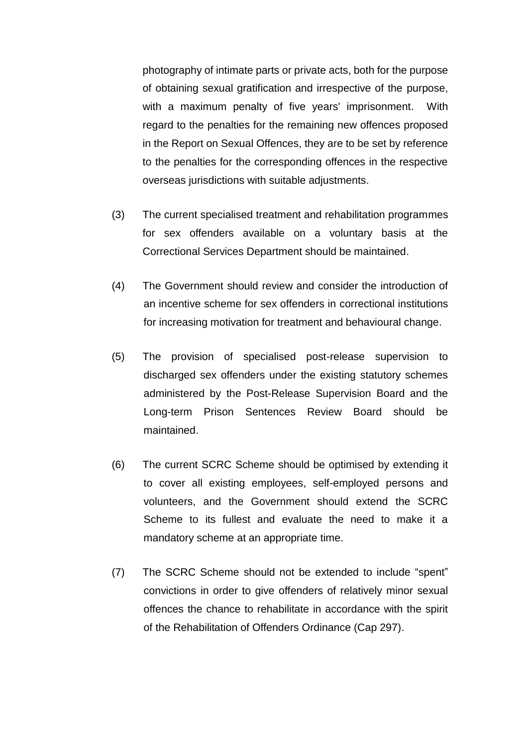photography of intimate parts or private acts, both for the purpose of obtaining sexual gratification and irrespective of the purpose, with a maximum penalty of five years' imprisonment. With regard to the penalties for the remaining new offences proposed in the Report on Sexual Offences, they are to be set by reference to the penalties for the corresponding offences in the respective overseas jurisdictions with suitable adjustments.

(3) The current specialised treatment and rehabilitation programmes for sex offenders available on a voluntary basis at the Correctional Services Department should be maintained.

(4) The Government should review and consider the introduction of an incentive scheme for sex offenders in correctional institutions for increasing motivation for treatment and behavioural change.

(5) The provision of specialised post-release supervision to discharged sex offenders under the existing statutory schemes administered by the Post-Release Supervision Board and the Long-term Prison Sentences Review Board should be maintained.

(6) The current SCRC Scheme should be optimised by extending it to cover all existing employees, self-employed persons and volunteers, and the Government should extend the SCRC Scheme to its fullest and evaluate the need to make it a mandatory scheme at an appropriate time.

(7) The SCRC Scheme should not be extended to include "spent" convictions in order to give offenders of relatively minor sexual offences the chance to rehabilitate in accordance with the spirit of the Rehabilitation of Offenders Ordinance (Cap 297).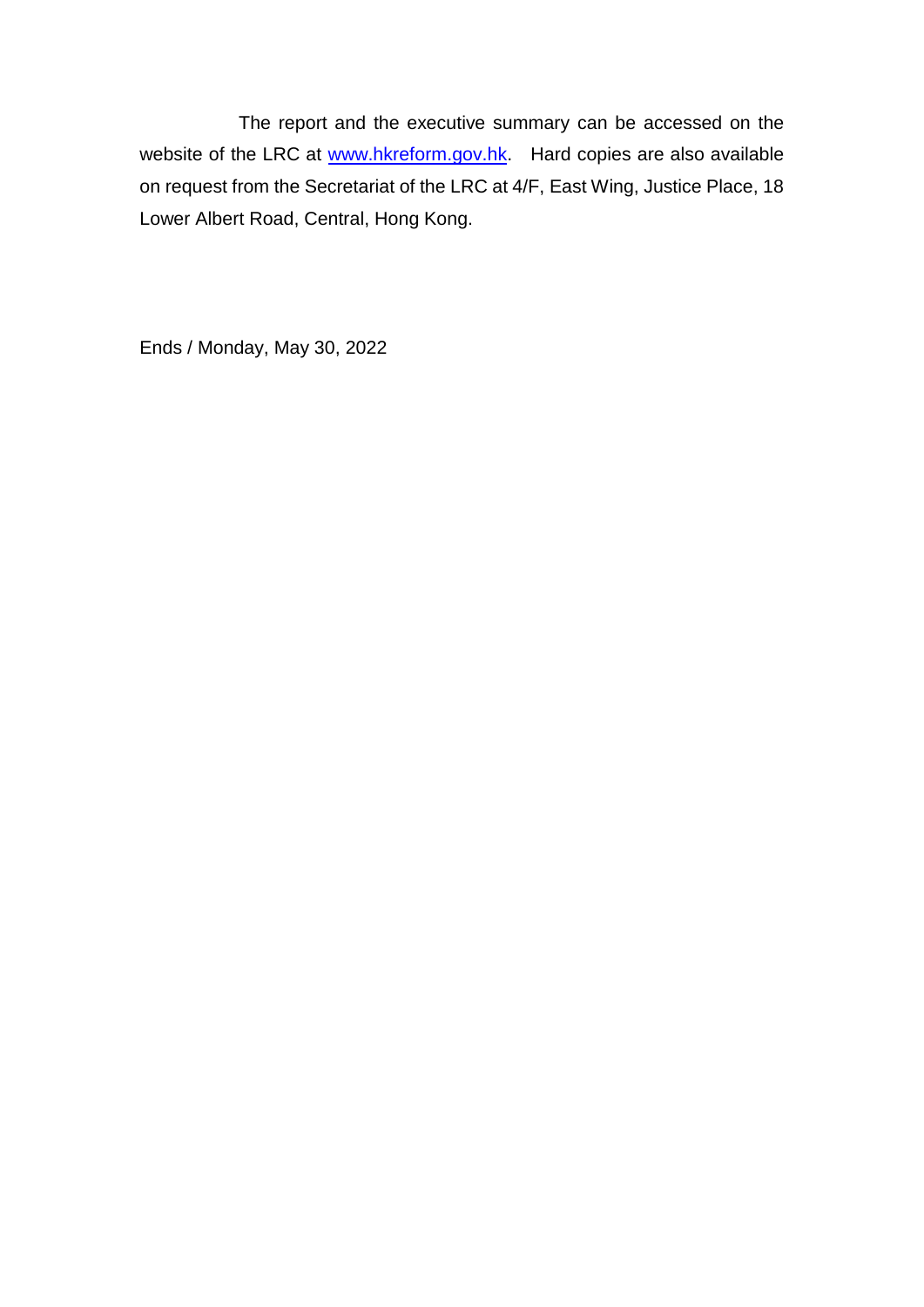The report and the executive summary can be accessed on the website of the LRC at [www.hkreform.gov.hk](http://www.hkreform.gov.hk). Hard copies are also available on request from the Secretariat of the LRC at 4/F, East Wing, Justice Place, 18 Lower Albert Road, Central, Hong Kong.

Ends / Monday, May 30, 2022